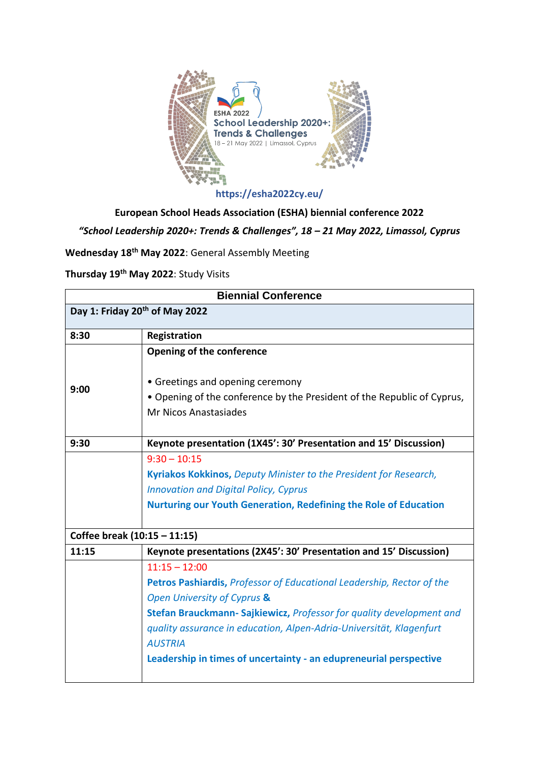ESHA 2022
School Leadership 2020+: Trends & Challenges
18 – 21 May 2022 | Limassol, Cyprus

**https://esha2022cy.eu/**

**European School Heads Association (ESHA) biennial conference 2022**

***"School Leadership 2020+: Trends & Challenges", 18 – 21 May 2022, Limassol, Cyprus***

**Wednesday 18th May 2022**: General Assembly Meeting

**Thursday 19th May 2022**: Study Visits

| **Biennial Conference** | |
|---|---|
| **Day 1: Friday 20th of May 2022** | |
| **8:30** | **Registration** |
| **9:00** | **Opening of the conference**<br><br>• Greetings and opening ceremony<br>• Opening of the conference by the President of the Republic of Cyprus, Mr Nicos Anastasiades |
| **9:30** | **Keynote presentation (1X45': 30' Presentation and 15' Discussion)** |
| | 9:30 – 10:15<br>**Kyriakos Kokkinos,** *Deputy Minister to the President for Research, Innovation and Digital Policy, Cyprus*<br>**Nurturing our Youth Generation, Redefining the Role of Education** |
| **Coffee break (10:15 – 11:15)** | |
| **11:15** | **Keynote presentations (2X45': 30' Presentation and 15' Discussion)** |
| | 11:15 – 12:00<br>**Petros Pashiardis,** *Professor of Educational Leadership, Rector of the Open University of Cyprus* **&**<br>**Stefan Brauckmann- Sajkiewicz,** *Professor for quality development and quality assurance in education, Alpen-Adria-Universität, Klagenfurt AUSTRIA*<br>**Leadership in times of uncertainty - an edupreneurial perspective** |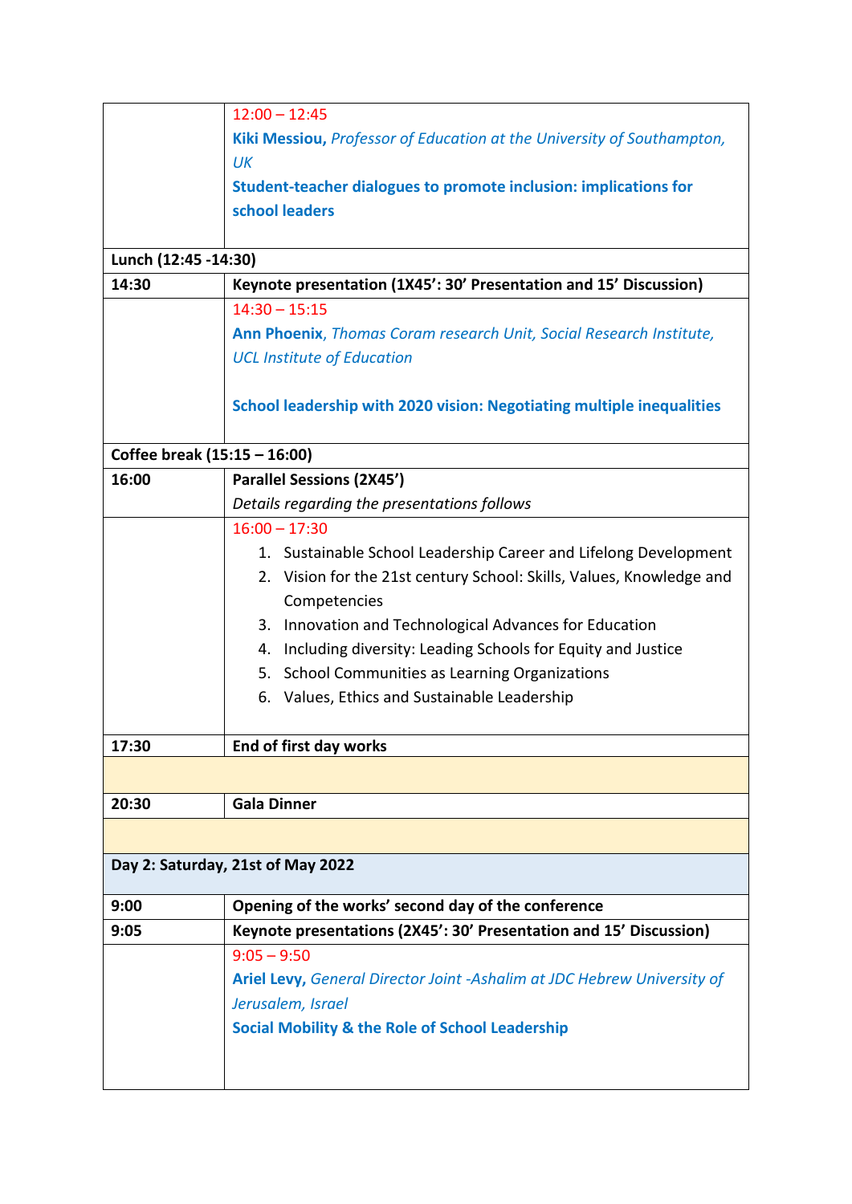| | |
|---|---|
| | 12:00 – 12:45<br>**Kiki Messiou,** *Professor of Education at the University of Southampton, UK*<br>**Student-teacher dialogues to promote inclusion: implications for school leaders** |
| **Lunch (12:45 -14:30)** | |
| **14:30** | **Keynote presentation (1X45': 30' Presentation and 15' Discussion)** |
| | 14:30 – 15:15<br>**Ann Phoenix**, *Thomas Coram research Unit, Social Research Institute, UCL Institute of Education*<br><br>**School leadership with 2020 vision: Negotiating multiple inequalities** |
| **Coffee break (15:15 – 16:00)** | |
| **16:00** | **Parallel Sessions (2X45')**<br>*Details regarding the presentations follows* |
| | 16:00 – 17:30<br>1. Sustainable School Leadership Career and Lifelong Development<br>2. Vision for the 21st century School: Skills, Values, Knowledge and Competencies<br>3. Innovation and Technological Advances for Education<br>4. Including diversity: Leading Schools for Equity and Justice<br>5. School Communities as Learning Organizations<br>6. Values, Ethics and Sustainable Leadership |
| **17:30** | **End of first day works** |
| | |
| **20:30** | **Gala Dinner** |
| | |
| **Day 2: Saturday, 21st of May 2022** | |
| **9:00** | **Opening of the works' second day of the conference** |
| **9:05** | **Keynote presentations (2X45': 30' Presentation and 15' Discussion)** |
| | 9:05 – 9:50<br>**Ariel Levy,** *General Director Joint -Ashalim at JDC Hebrew University of Jerusalem, Israel*<br>**Social Mobility & the Role of School Leadership** |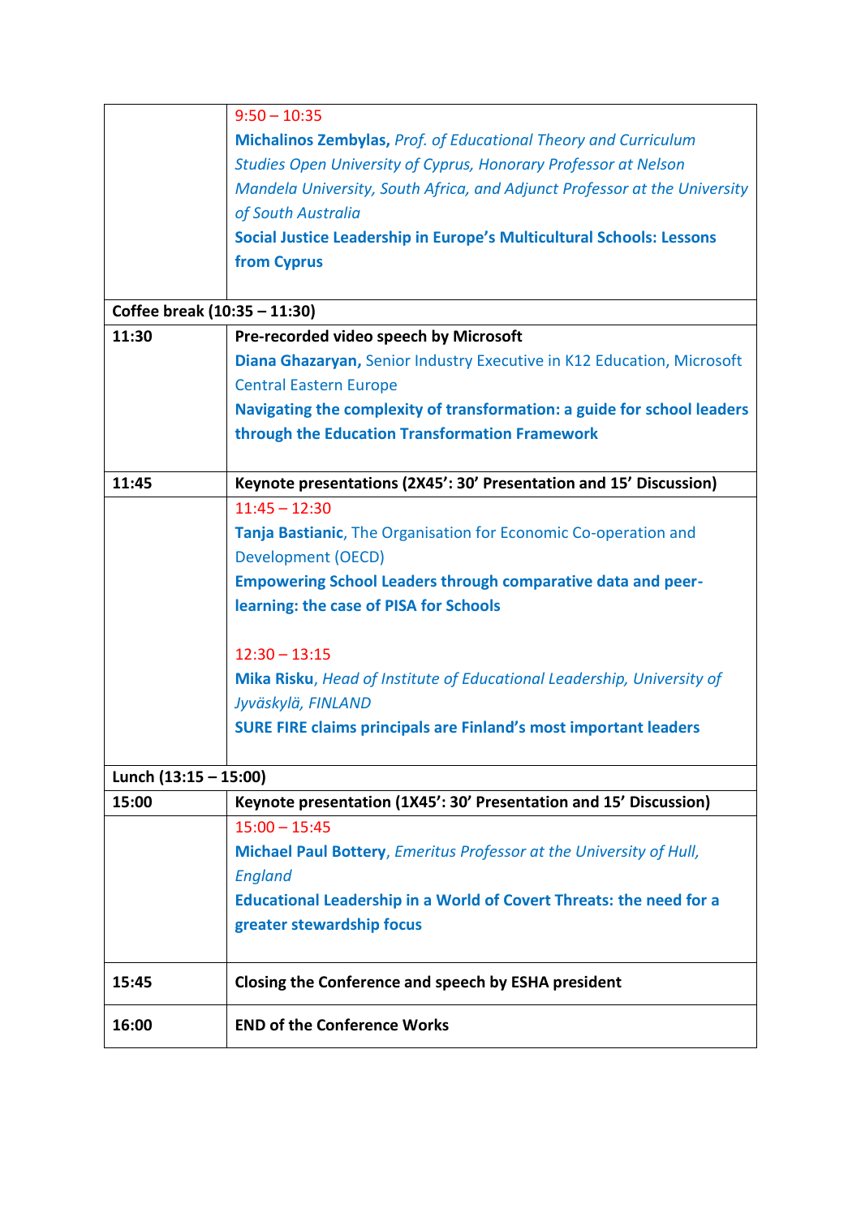| | |
|---|---|
| | 9:50 – 10:35<br>**Michalinos Zembylas,** *Prof. of Educational Theory and Curriculum Studies Open University of Cyprus, Honorary Professor at Nelson Mandela University, South Africa, and Adjunct Professor at the University of South Australia*<br>**Social Justice Leadership in Europe's Multicultural Schools: Lessons from Cyprus** |
| **Coffee break (10:35 – 11:30)** | |
| **11:30** | **Pre-recorded video speech by Microsoft**<br>**Diana Ghazaryan,** Senior Industry Executive in K12 Education, Microsoft Central Eastern Europe<br>**Navigating the complexity of transformation: a guide for school leaders through the Education Transformation Framework** |
| **11:45** | **Keynote presentations (2X45': 30' Presentation and 15' Discussion)** |
| | 11:45 – 12:30<br>**Tanja Bastianic**, The Organisation for Economic Co-operation and Development (OECD)<br>**Empowering School Leaders through comparative data and peer-learning: the case of PISA for Schools**<br><br>12:30 – 13:15<br>**Mika Risku**, *Head of Institute of Educational Leadership, University of Jyväskylä, FINLAND*<br>**SURE FIRE claims principals are Finland's most important leaders** |
| **Lunch (13:15 – 15:00)** | |
| **15:00** | **Keynote presentation (1X45': 30' Presentation and 15' Discussion)** |
| | 15:00 – 15:45<br>**Michael Paul Bottery**, *Emeritus Professor at the University of Hull, England*<br>**Educational Leadership in a World of Covert Threats: the need for a greater stewardship focus** |
| **15:45** | **Closing the Conference and speech by ESHA president** |
| **16:00** | **END of the Conference Works** |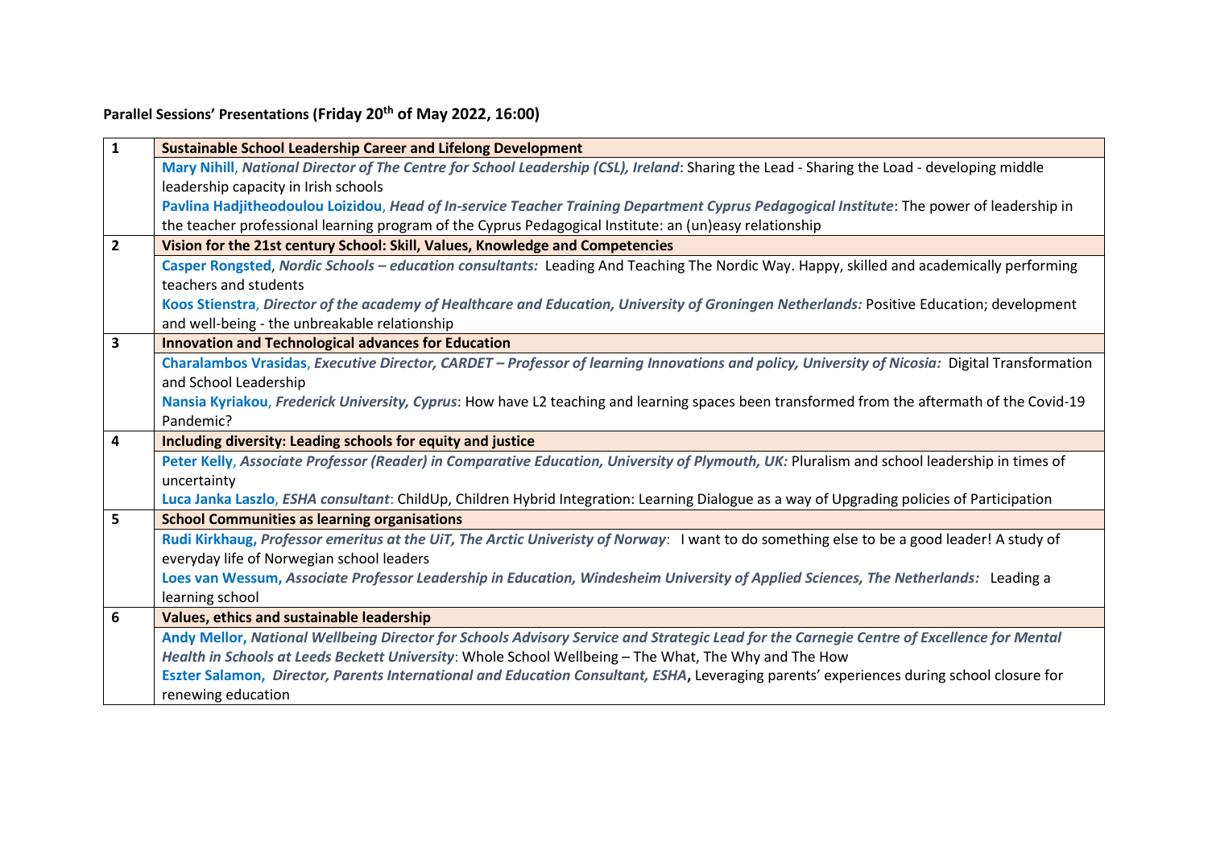**Parallel Sessions' Presentations (Friday 20th of May 2022, 16:00)**

| | |
|---|---|
| **1** | **Sustainable School Leadership Career and Lifelong Development** |
| | **Mary Nihill**, ***National Director of The Centre for School Leadership (CSL), Ireland***: Sharing the Lead - Sharing the Load - developing middle leadership capacity in Irish schools<br>**Pavlina Hadjitheodoulou Loizidou**, ***Head of In-service Teacher Training Department Cyprus Pedagogical Institute***: The power of leadership in the teacher professional learning program of the Cyprus Pedagogical Institute: an (un)easy relationship |
| **2** | **Vision for the 21st century School: Skill, Values, Knowledge and Competencies** |
| | **Casper Rongsted**, ***Nordic Schools – education consultants:*** Leading And Teaching The Nordic Way. Happy, skilled and academically performing teachers and students<br>**Koos Stienstra**, ***Director of the academy of Healthcare and Education, University of Groningen Netherlands:*** Positive Education; development and well-being - the unbreakable relationship |
| **3** | **Innovation and Technological advances for Education** |
| | **Charalambos Vrasidas**, ***Executive Director, CARDET – Professor of learning Innovations and policy, University of Nicosia:*** Digital Transformation and School Leadership<br>**Nansia Kyriakou**, ***Frederick University, Cyprus***: How have L2 teaching and learning spaces been transformed from the aftermath of the Covid-19 Pandemic? |
| **4** | **Including diversity: Leading schools for equity and justice** |
| | **Peter Kelly**, ***Associate Professor (Reader) in Comparative Education, University of Plymouth, UK:*** Pluralism and school leadership in times of uncertainty<br>**Luca Janka Laszlo**, ***ESHA consultant***: ChildUp, Children Hybrid Integration: Learning Dialogue as a way of Upgrading policies of Participation |
| **5** | **School Communities as learning organisations** |
| | **Rudi Kirkhaug, *Professor emeritus at the UiT, The Arctic Univeristy of Norway***: I want to do something else to be a good leader! A study of everyday life of Norwegian school leaders<br>**Loes van Wessum, *Associate Professor Leadership in Education, Windesheim University of Applied Sciences, The Netherlands:*** Leading a learning school |
| **6** | **Values, ethics and sustainable leadership** |
| | **Andy Mellor, *National Wellbeing Director for Schools Advisory Service and Strategic Lead for the Carnegie Centre of Excellence for Mental Health in Schools at Leeds Beckett University***: Whole School Wellbeing – The What, The Why and The How<br>**Eszter Salamon, *Director, Parents International and Education Consultant, ESHA*,** Leveraging parents' experiences during school closure for renewing education |